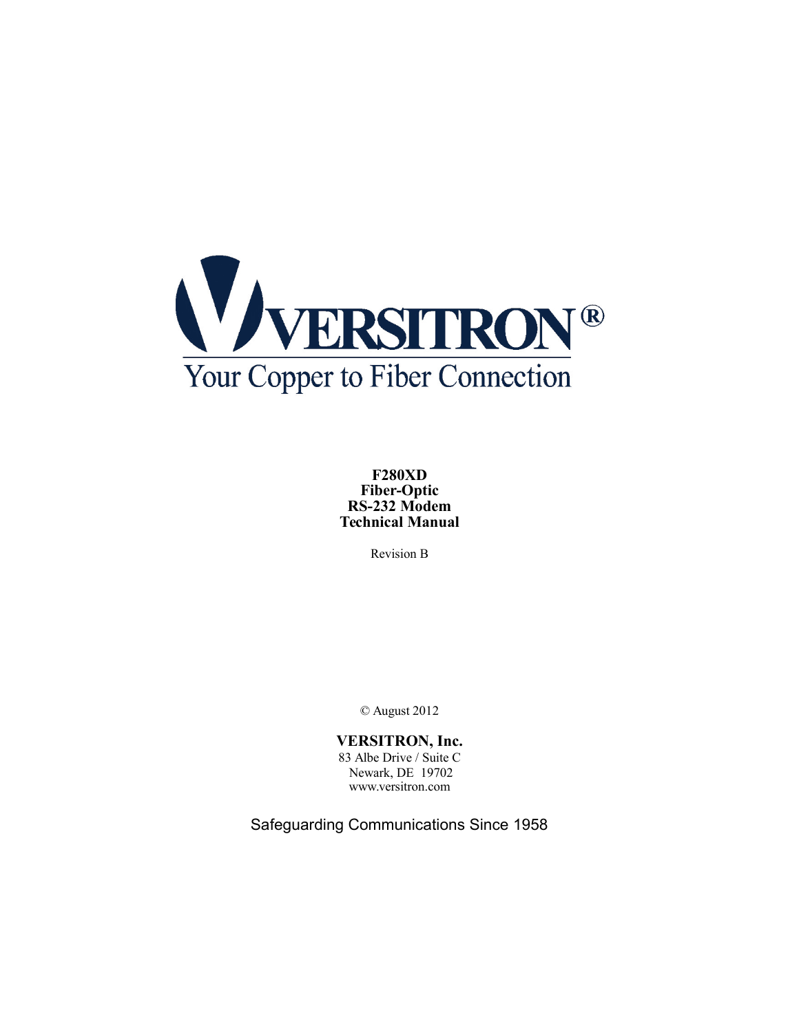VERSITRON®

Your Copper to Fiber Connection

**F280XD**
**Fiber-Optic**
**RS-232 Modem**
**Technical Manual**

Revision B

© August 2012

**VERSITRON, Inc.**
83 Albe Drive / Suite C
Newark, DE 19702
www.versitron.com

Safeguarding Communications Since 1958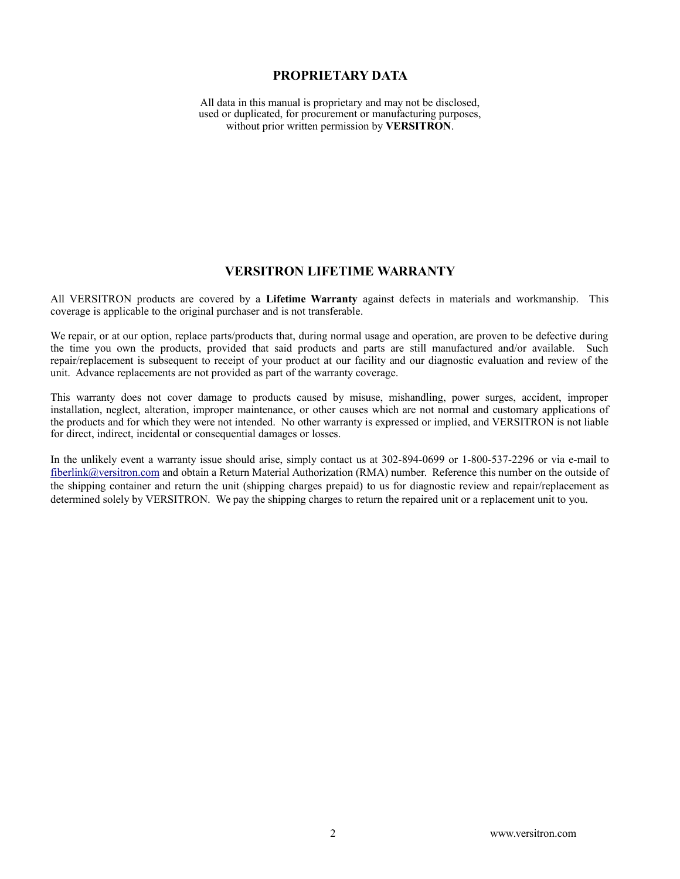## PROPRIETARY DATA

All data in this manual is proprietary and may not be disclosed,
used or duplicated, for procurement or manufacturing purposes,
without prior written permission by **VERSITRON**.

## VERSITRON LIFETIME WARRANTY

All VERSITRON products are covered by a **Lifetime Warranty** against defects in materials and workmanship. This coverage is applicable to the original purchaser and is not transferable.

We repair, or at our option, replace parts/products that, during normal usage and operation, are proven to be defective during the time you own the products, provided that said products and parts are still manufactured and/or available. Such repair/replacement is subsequent to receipt of your product at our facility and our diagnostic evaluation and review of the unit. Advance replacements are not provided as part of the warranty coverage.

This warranty does not cover damage to products caused by misuse, mishandling, power surges, accident, improper installation, neglect, alteration, improper maintenance, or other causes which are not normal and customary applications of the products and for which they were not intended. No other warranty is expressed or implied, and VERSITRON is not liable for direct, indirect, incidental or consequential damages or losses.

In the unlikely event a warranty issue should arise, simply contact us at 302-894-0699 or 1-800-537-2296 or via e-mail to fiberlink@versitron.com and obtain a Return Material Authorization (RMA) number. Reference this number on the outside of the shipping container and return the unit (shipping charges prepaid) to us for diagnostic review and repair/replacement as determined solely by VERSITRON. We pay the shipping charges to return the repaired unit or a replacement unit to you.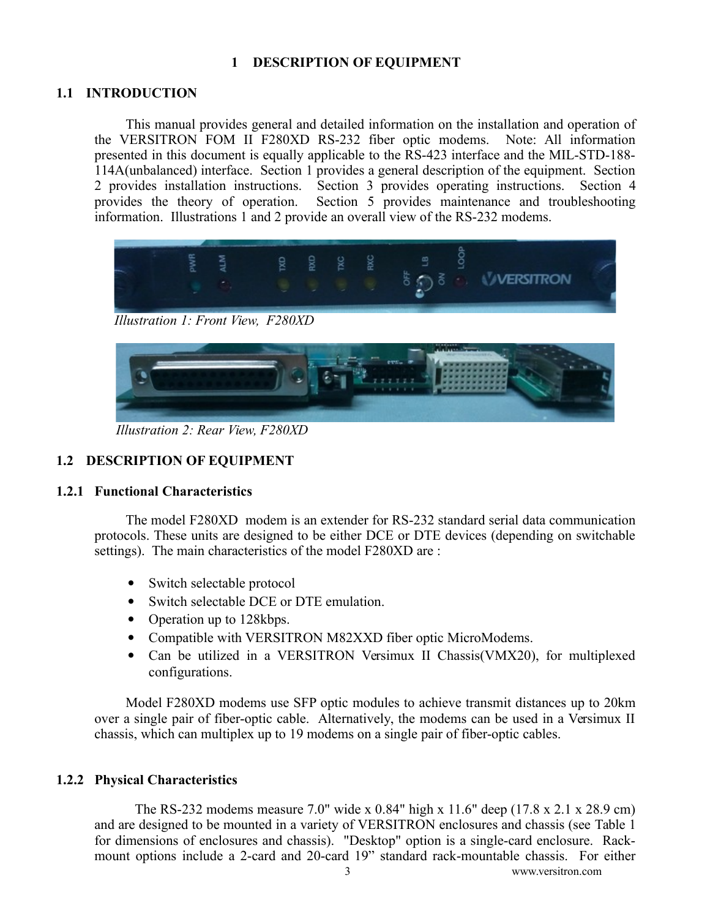# 1 DESCRIPTION OF EQUIPMENT

## 1.1 INTRODUCTION

This manual provides general and detailed information on the installation and operation of the VERSITRON FOM II F280XD RS-232 fiber optic modems. Note: All information presented in this document is equally applicable to the RS-423 interface and the MIL-STD-188-114A(unbalanced) interface. Section 1 provides a general description of the equipment. Section 2 provides installation instructions. Section 3 provides operating instructions. Section 4 provides the theory of operation. Section 5 provides maintenance and troubleshooting information. Illustrations 1 and 2 provide an overall view of the RS-232 modems.

*Illustration 1: Front View, F280XD*

*Illustration 2: Rear View, F280XD*

## 1.2 DESCRIPTION OF EQUIPMENT

### 1.2.1 Functional Characteristics

The model F280XD modem is an extender for RS-232 standard serial data communication protocols. These units are designed to be either DCE or DTE devices (depending on switchable settings). The main characteristics of the model F280XD are :

- Switch selectable protocol
- Switch selectable DCE or DTE emulation.
- Operation up to 128kbps.
- Compatible with VERSITRON M82XXD fiber optic MicroModems.
- Can be utilized in a VERSITRON Versimux II Chassis(VMX20), for multiplexed configurations.

Model F280XD modems use SFP optic modules to achieve transmit distances up to 20km over a single pair of fiber-optic cable. Alternatively, the modems can be used in a Versimux II chassis, which can multiplex up to 19 modems on a single pair of fiber-optic cables.

### 1.2.2 Physical Characteristics

The RS-232 modems measure 7.0" wide x 0.84" high x 11.6" deep (17.8 x 2.1 x 28.9 cm) and are designed to be mounted in a variety of VERSITRON enclosures and chassis (see Table 1 for dimensions of enclosures and chassis). "Desktop" option is a single-card enclosure. Rack-mount options include a 2-card and 20-card 19" standard rack-mountable chassis. For either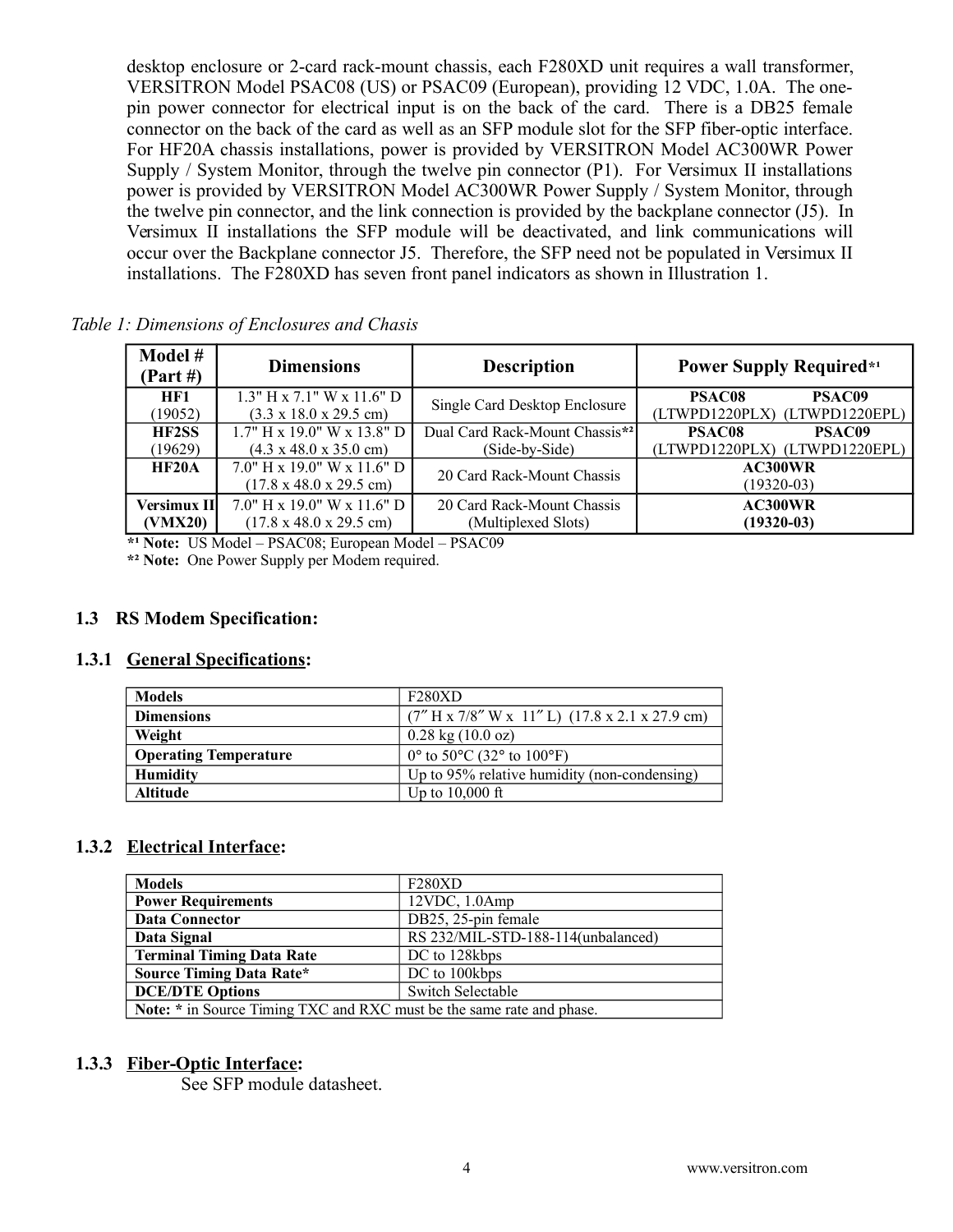desktop enclosure or 2-card rack-mount chassis, each F280XD unit requires a wall transformer, VERSITRON Model PSAC08 (US) or PSAC09 (European), providing 12 VDC, 1.0A. The one-pin power connector for electrical input is on the back of the card. There is a DB25 female connector on the back of the card as well as an SFP module slot for the SFP fiber-optic interface. For HF20A chassis installations, power is provided by VERSITRON Model AC300WR Power Supply / System Monitor, through the twelve pin connector (P1). For Versimux II installations power is provided by VERSITRON Model AC300WR Power Supply / System Monitor, through the twelve pin connector, and the link connection is provided by the backplane connector (J5). In Versimux II installations the SFP module will be deactivated, and link communications will occur over the Backplane connector J5. Therefore, the SFP need not be populated in Versimux II installations. The F280XD has seven front panel indicators as shown in Illustration 1.

*Table 1: Dimensions of Enclosures and Chasis*

| Model # (Part #) | Dimensions | Description | Power Supply Required*¹ |
|---|---|---|---|
| **HF1** (19052) | 1.3" H x 7.1" W x 11.6" D (3.3 x 18.0 x 29.5 cm) | Single Card Desktop Enclosure | **PSAC08** (LTWPD1220PLX) **PSAC09** (LTWPD1220EPL) |
| **HF2SS** (19629) | 1.7" H x 19.0" W x 13.8" D (4.3 x 48.0 x 35.0 cm) | Dual Card Rack-Mount Chassis*² (Side-by-Side) | **PSAC08** (LTWPD1220PLX) **PSAC09** (LTWPD1220EPL) |
| **HF20A** | 7.0" H x 19.0" W x 11.6" D (17.8 x 48.0 x 29.5 cm) | 20 Card Rack-Mount Chassis | **AC300WR** (19320-03) |
| **Versimux II (VMX20)** | 7.0" H x 19.0" W x 11.6" D (17.8 x 48.0 x 29.5 cm) | 20 Card Rack-Mount Chassis (Multiplexed Slots) | **AC300WR (19320-03)** |

**\*¹ Note:** US Model – PSAC08; European Model – PSAC09

**\*² Note:** One Power Supply per Modem required.

## 1.3 RS Modem Specification:

### 1.3.1 General Specifications:

| Models | F280XD |
|---|---|
| **Dimensions** | (7″ H x 7/8″ W x 11″ L) (17.8 x 2.1 x 27.9 cm) |
| **Weight** | 0.28 kg (10.0 oz) |
| **Operating Temperature** | 0° to 50°C (32° to 100°F) |
| **Humidity** | Up to 95% relative humidity (non-condensing) |
| **Altitude** | Up to 10,000 ft |

### 1.3.2 Electrical Interface:

| Models | F280XD |
|---|---|
| **Power Requirements** | 12VDC, 1.0Amp |
| **Data Connector** | DB25, 25-pin female |
| **Data Signal** | RS 232/MIL-STD-188-114(unbalanced) |
| **Terminal Timing Data Rate** | DC to 128kbps |
| **Source Timing Data Rate*** | DC to 100kbps |
| **DCE/DTE Options** | Switch Selectable |
| **Note: *** in Source Timing TXC and RXC must be the same rate and phase. | |

### 1.3.3 Fiber-Optic Interface:

See SFP module datasheet.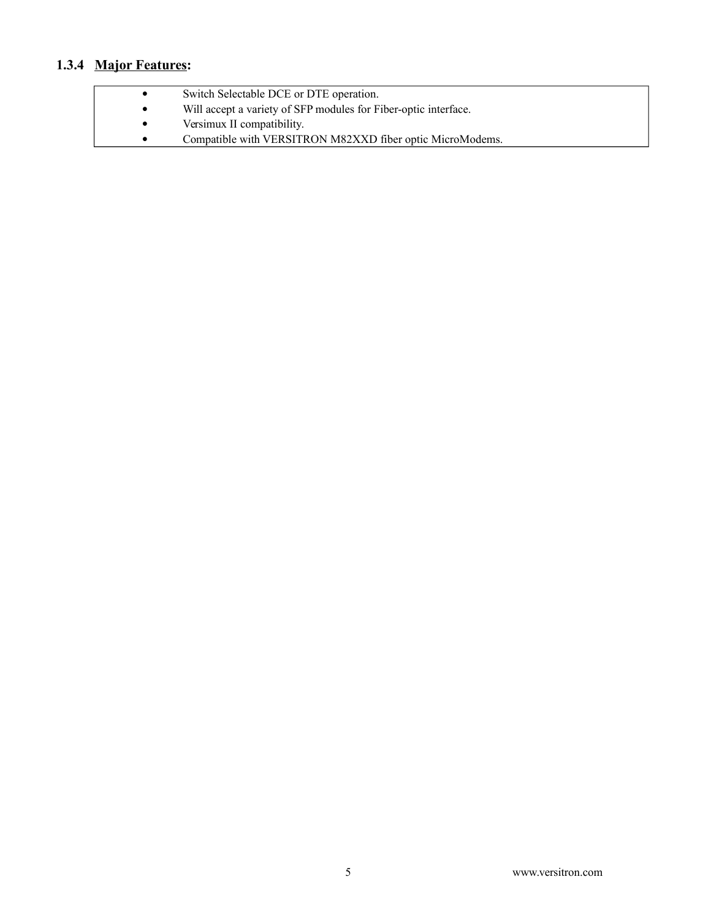### 1.3.4 Major Features:

- Switch Selectable DCE or DTE operation.
- Will accept a variety of SFP modules for Fiber-optic interface.
- Versimux II compatibility.
- Compatible with VERSITRON M82XXD fiber optic MicroModems.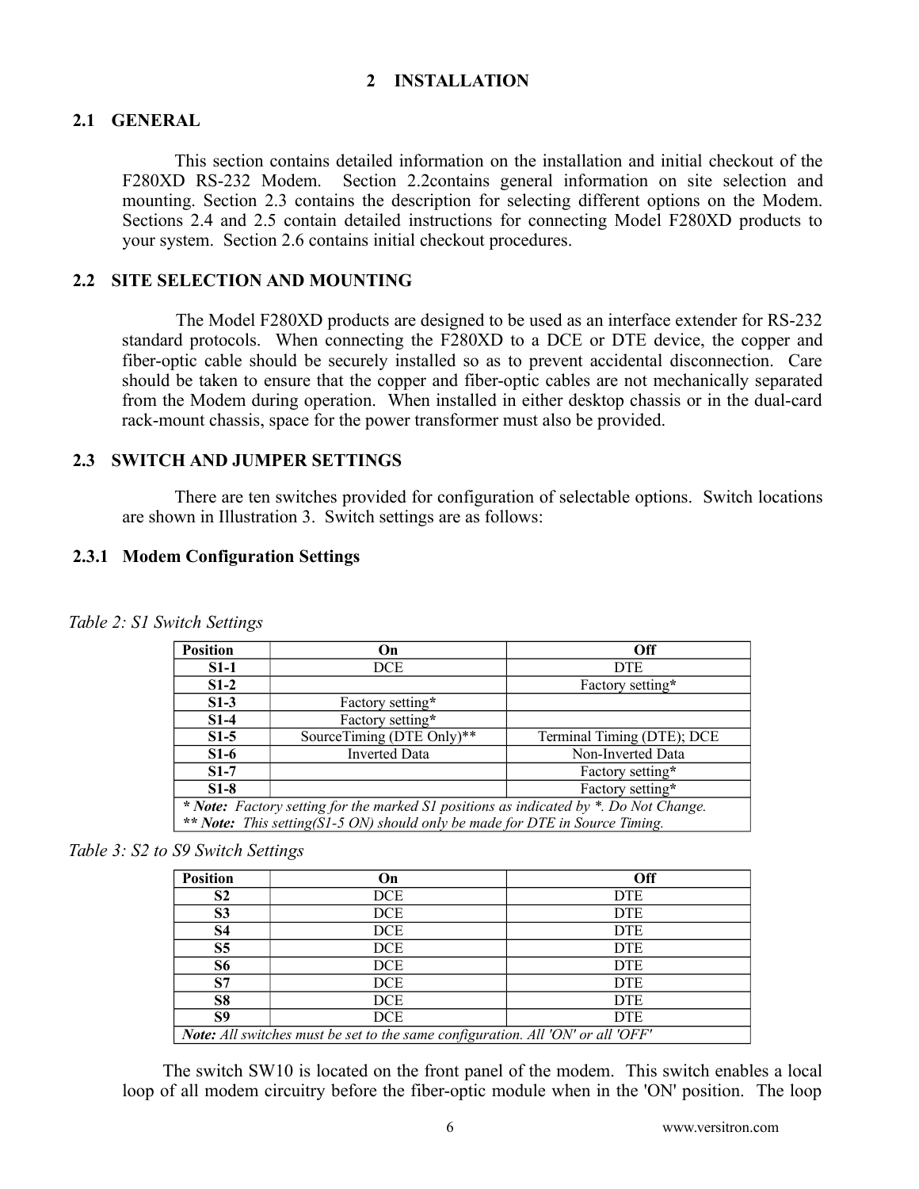# 2 INSTALLATION

## 2.1 GENERAL

This section contains detailed information on the installation and initial checkout of the F280XD RS-232 Modem. Section 2.2contains general information on site selection and mounting. Section 2.3 contains the description for selecting different options on the Modem. Sections 2.4 and 2.5 contain detailed instructions for connecting Model F280XD products to your system. Section 2.6 contains initial checkout procedures.

## 2.2 SITE SELECTION AND MOUNTING

The Model F280XD products are designed to be used as an interface extender for RS-232 standard protocols. When connecting the F280XD to a DCE or DTE device, the copper and fiber-optic cable should be securely installed so as to prevent accidental disconnection. Care should be taken to ensure that the copper and fiber-optic cables are not mechanically separated from the Modem during operation. When installed in either desktop chassis or in the dual-card rack-mount chassis, space for the power transformer must also be provided.

## 2.3 SWITCH AND JUMPER SETTINGS

There are ten switches provided for configuration of selectable options. Switch locations are shown in Illustration 3. Switch settings are as follows:

### 2.3.1 Modem Configuration Settings

*Table 2: S1 Switch Settings*

| Position | On | Off |
|---|---|---|
| **S1-1** | DCE | DTE |
| **S1-2** | | Factory setting* |
| **S1-3** | Factory setting* | |
| **S1-4** | Factory setting* | |
| **S1-5** | SourceTiming (DTE Only)** | Terminal Timing (DTE); DCE |
| **S1-6** | Inverted Data | Non-Inverted Data |
| **S1-7** | | Factory setting* |
| **S1-8** | | Factory setting* |
| ***\* Note:*** *Factory setting for the marked S1 positions as indicated by \*. Do Not Change.* ***\*\* Note:*** *This setting(S1-5 ON) should only be made for DTE in Source Timing.* | | |

*Table 3: S2 to S9 Switch Settings*

| Position | On | Off |
|---|---|---|
| **S2** | DCE | DTE |
| **S3** | DCE | DTE |
| **S4** | DCE | DTE |
| **S5** | DCE | DTE |
| **S6** | DCE | DTE |
| **S7** | DCE | DTE |
| **S8** | DCE | DTE |
| **S9** | DCE | DTE |
| ***Note:*** *All switches must be set to the same configuration. All 'ON' or all 'OFF'* | | |

The switch SW10 is located on the front panel of the modem. This switch enables a local loop of all modem circuitry before the fiber-optic module when in the 'ON' position. The loop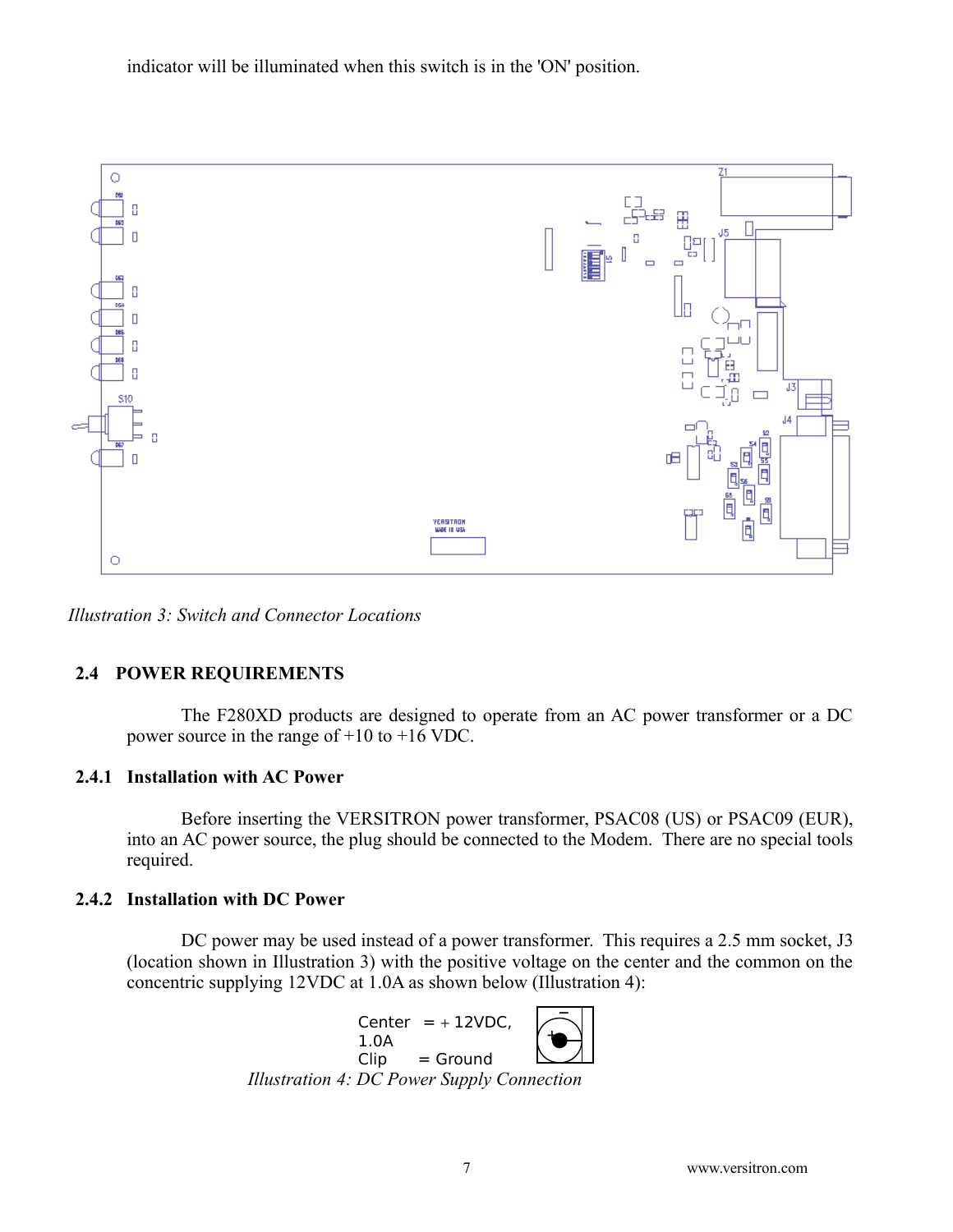indicator will be illuminated when this switch is in the 'ON' position.

*Illustration 3: Switch and Connector Locations*

## 2.4 POWER REQUIREMENTS

The F280XD products are designed to operate from an AC power transformer or a DC power source in the range of +10 to +16 VDC.

### 2.4.1 Installation with AC Power

Before inserting the VERSITRON power transformer, PSAC08 (US) or PSAC09 (EUR), into an AC power source, the plug should be connected to the Modem. There are no special tools required.

### 2.4.2 Installation with DC Power

DC power may be used instead of a power transformer. This requires a 2.5 mm socket, J3 (location shown in Illustration 3) with the positive voltage on the center and the common on the concentric supplying 12VDC at 1.0A as shown below (Illustration 4):

Center = + 12VDC, 1.0A
Clip = Ground

*Illustration 4: DC Power Supply Connection*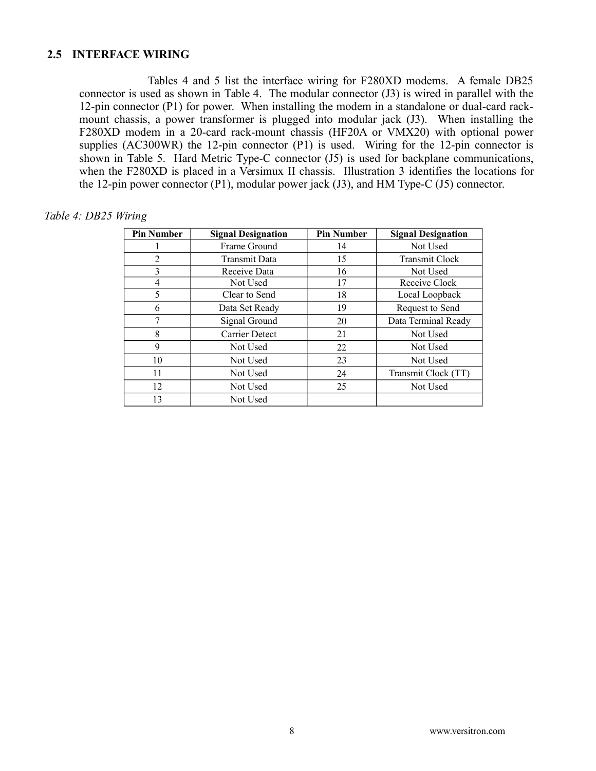## 2.5 INTERFACE WIRING

Tables 4 and 5 list the interface wiring for F280XD modems. A female DB25 connector is used as shown in Table 4. The modular connector (J3) is wired in parallel with the 12-pin connector (P1) for power. When installing the modem in a standalone or dual-card rack-mount chassis, a power transformer is plugged into modular jack (J3). When installing the F280XD modem in a 20-card rack-mount chassis (HF20A or VMX20) with optional power supplies (AC300WR) the 12-pin connector (P1) is used. Wiring for the 12-pin connector is shown in Table 5. Hard Metric Type-C connector (J5) is used for backplane communications, when the F280XD is placed in a Versimux II chassis. Illustration 3 identifies the locations for the 12-pin power connector (P1), modular power jack (J3), and HM Type-C (J5) connector.

*Table 4: DB25 Wiring*

| Pin Number | Signal Designation | Pin Number | Signal Designation |
|---|---|---|---|
| 1 | Frame Ground | 14 | Not Used |
| 2 | Transmit Data | 15 | Transmit Clock |
| 3 | Receive Data | 16 | Not Used |
| 4 | Not Used | 17 | Receive Clock |
| 5 | Clear to Send | 18 | Local Loopback |
| 6 | Data Set Ready | 19 | Request to Send |
| 7 | Signal Ground | 20 | Data Terminal Ready |
| 8 | Carrier Detect | 21 | Not Used |
| 9 | Not Used | 22 | Not Used |
| 10 | Not Used | 23 | Not Used |
| 11 | Not Used | 24 | Transmit Clock (TT) |
| 12 | Not Used | 25 | Not Used |
| 13 | Not Used | | |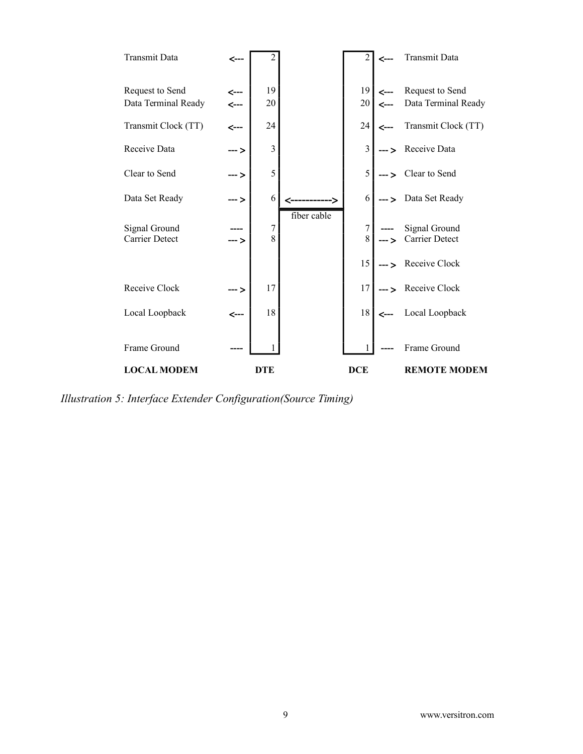| Local Modem Signal | Direction | DTE Pin | | DCE Pin | Direction | Remote Modem Signal |
|---|---|---|---|---|---|---|
| Transmit Data | <--- | 2 | | 2 | <--- | Transmit Data |
| Request to Send | <--- | 19 | | 19 | <--- | Request to Send |
| Data Terminal Ready | <--- | 20 | | 20 | <--- | Data Terminal Ready |
| Transmit Clock (TT) | <--- | 24 | | 24 | <--- | Transmit Clock (TT) |
| Receive Data | ---> | 3 | | 3 | ---> | Receive Data |
| Clear to Send | ---> | 5 | | 5 | ---> | Clear to Send |
| Data Set Ready | ---> | 6 | <-----------> fiber cable | 6 | ---> | Data Set Ready |
| Signal Ground | ---- | 7 | | 7 | ---- | Signal Ground |
| Carrier Detect | ---> | 8 | | 8 | ---> | Carrier Detect |
| | | | | 15 | ---> | Receive Clock |
| Receive Clock | ---> | 17 | | 17 | ---> | Receive Clock |
| Local Loopback | <--- | 18 | | 18 | <--- | Local Loopback |
| Frame Ground | ---- | 1 | | 1 | ---- | Frame Ground |
| **LOCAL MODEM** | | **DTE** | | **DCE** | | **REMOTE MODEM** |

*Illustration 5: Interface Extender Configuration(Source Timing)*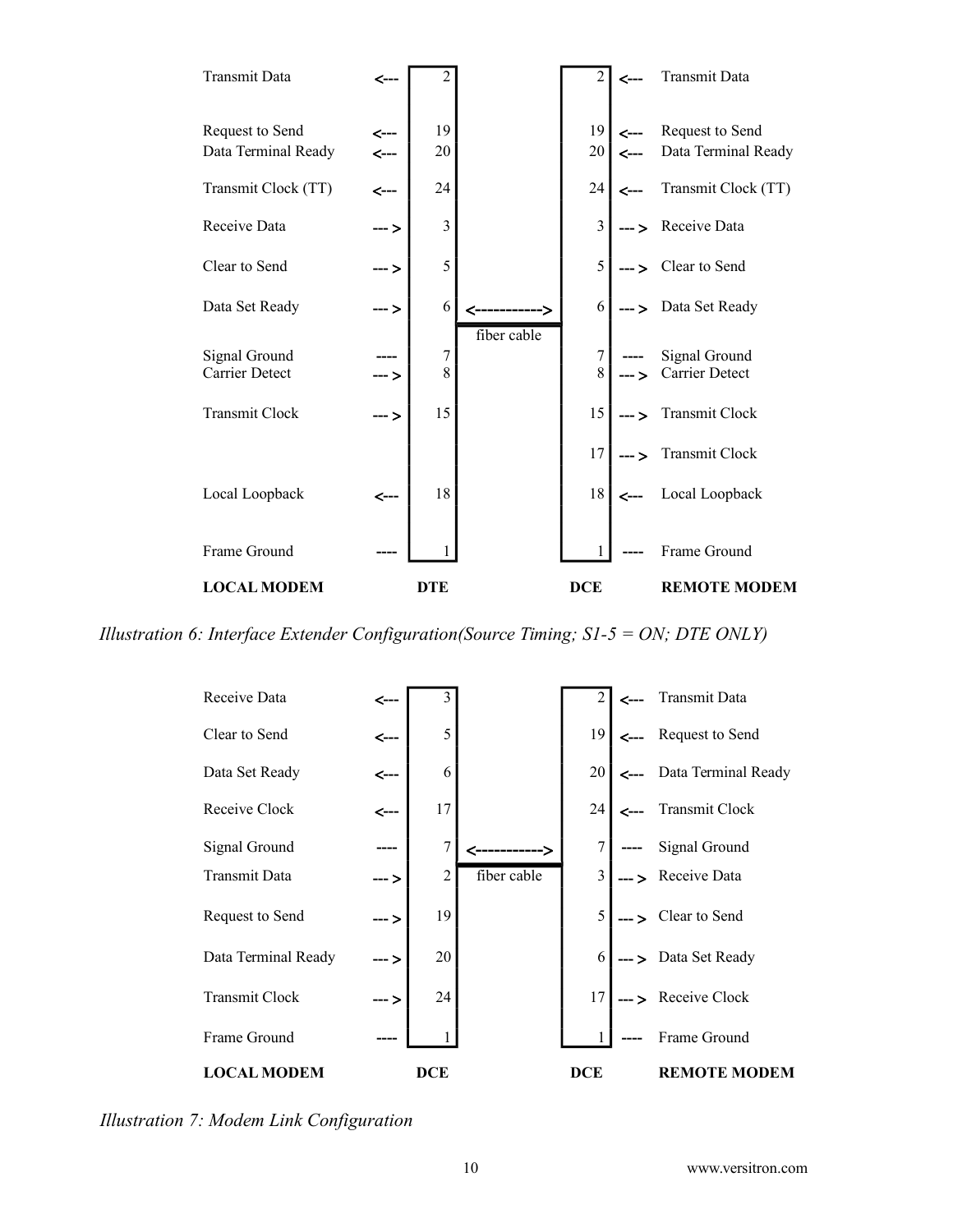| Local Modem Signal | Direction | DTE Pin | | DCE Pin | Direction | Remote Modem Signal |
|---|---|---|---|---|---|---|
| Transmit Data | <--- | 2 | | 2 | <--- | Transmit Data |
| Request to Send | <--- | 19 | | 19 | <--- | Request to Send |
| Data Terminal Ready | <--- | 20 | | 20 | <--- | Data Terminal Ready |
| Transmit Clock (TT) | <--- | 24 | | 24 | <--- | Transmit Clock (TT) |
| Receive Data | ---> | 3 | | 3 | ---> | Receive Data |
| Clear to Send | ---> | 5 | | 5 | ---> | Clear to Send |
| Data Set Ready | ---> | 6 | <-----------> fiber cable | 6 | ---> | Data Set Ready |
| Signal Ground | ---- | 7 | | 7 | ---- | Signal Ground |
| Carrier Detect | ---> | 8 | | 8 | ---> | Carrier Detect |
| Transmit Clock | ---> | 15 | | 15 | ---> | Transmit Clock |
| | | | | 17 | ---> | Transmit Clock |
| Local Loopback | <--- | 18 | | 18 | <--- | Local Loopback |
| Frame Ground | ---- | 1 | | 1 | ---- | Frame Ground |
| **LOCAL MODEM** | | **DTE** | | **DCE** | | **REMOTE MODEM** |

*Illustration 6: Interface Extender Configuration(Source Timing; S1-5 = ON; DTE ONLY)*

| Local Modem Signal | Direction | DCE Pin | | DCE Pin | Direction | Remote Modem Signal |
|---|---|---|---|---|---|---|
| Receive Data | <--- | 3 | | 2 | <--- | Transmit Data |
| Clear to Send | <--- | 5 | | 19 | <--- | Request to Send |
| Data Set Ready | <--- | 6 | | 20 | <--- | Data Terminal Ready |
| Receive Clock | <--- | 17 | | 24 | <--- | Transmit Clock |
| Signal Ground | ---- | 7 | <-----------> fiber cable | 7 | ---- | Signal Ground |
| Transmit Data | ---> | 2 | | 3 | ---> | Receive Data |
| Request to Send | ---> | 19 | | 5 | ---> | Clear to Send |
| Data Terminal Ready | ---> | 20 | | 6 | ---> | Data Set Ready |
| Transmit Clock | ---> | 24 | | 17 | ---> | Receive Clock |
| Frame Ground | ---- | 1 | | 1 | ---- | Frame Ground |
| **LOCAL MODEM** | | **DCE** | | **DCE** | | **REMOTE MODEM** |

*Illustration 7: Modem Link Configuration*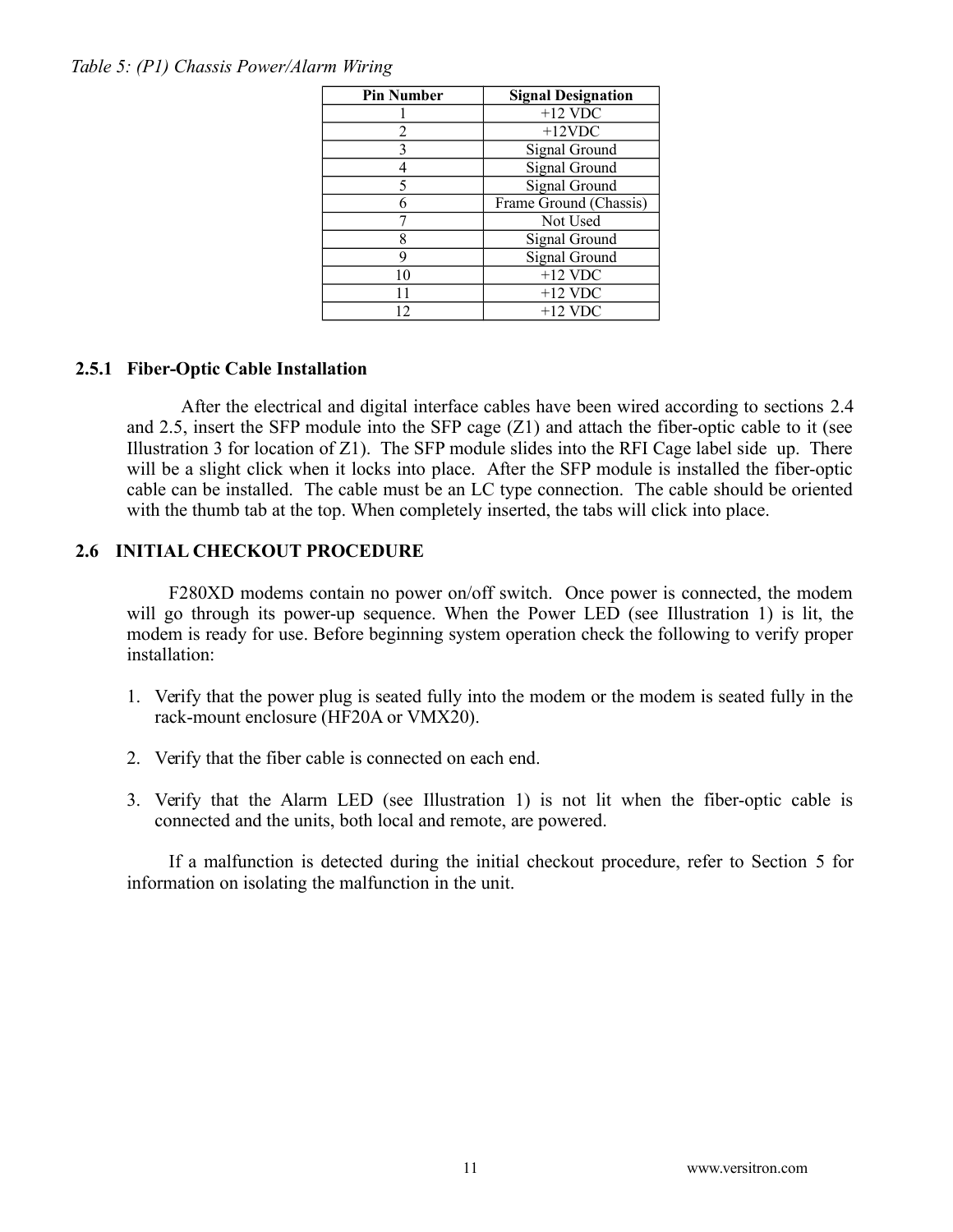*Table 5: (P1) Chassis Power/Alarm Wiring*

| Pin Number | Signal Designation |
|---|---|
| 1 | +12 VDC |
| 2 | +12VDC |
| 3 | Signal Ground |
| 4 | Signal Ground |
| 5 | Signal Ground |
| 6 | Frame Ground (Chassis) |
| 7 | Not Used |
| 8 | Signal Ground |
| 9 | Signal Ground |
| 10 | +12 VDC |
| 11 | +12 VDC |
| 12 | +12 VDC |

### 2.5.1 Fiber-Optic Cable Installation

After the electrical and digital interface cables have been wired according to sections 2.4 and 2.5, insert the SFP module into the SFP cage (Z1) and attach the fiber-optic cable to it (see Illustration 3 for location of Z1). The SFP module slides into the RFI Cage label side up. There will be a slight click when it locks into place. After the SFP module is installed the fiber-optic cable can be installed. The cable must be an LC type connection. The cable should be oriented with the thumb tab at the top. When completely inserted, the tabs will click into place.

## 2.6 INITIAL CHECKOUT PROCEDURE

F280XD modems contain no power on/off switch. Once power is connected, the modem will go through its power-up sequence. When the Power LED (see Illustration 1) is lit, the modem is ready for use. Before beginning system operation check the following to verify proper installation:

1. Verify that the power plug is seated fully into the modem or the modem is seated fully in the rack-mount enclosure (HF20A or VMX20).

2. Verify that the fiber cable is connected on each end.

3. Verify that the Alarm LED (see Illustration 1) is not lit when the fiber-optic cable is connected and the units, both local and remote, are powered.

If a malfunction is detected during the initial checkout procedure, refer to Section 5 for information on isolating the malfunction in the unit.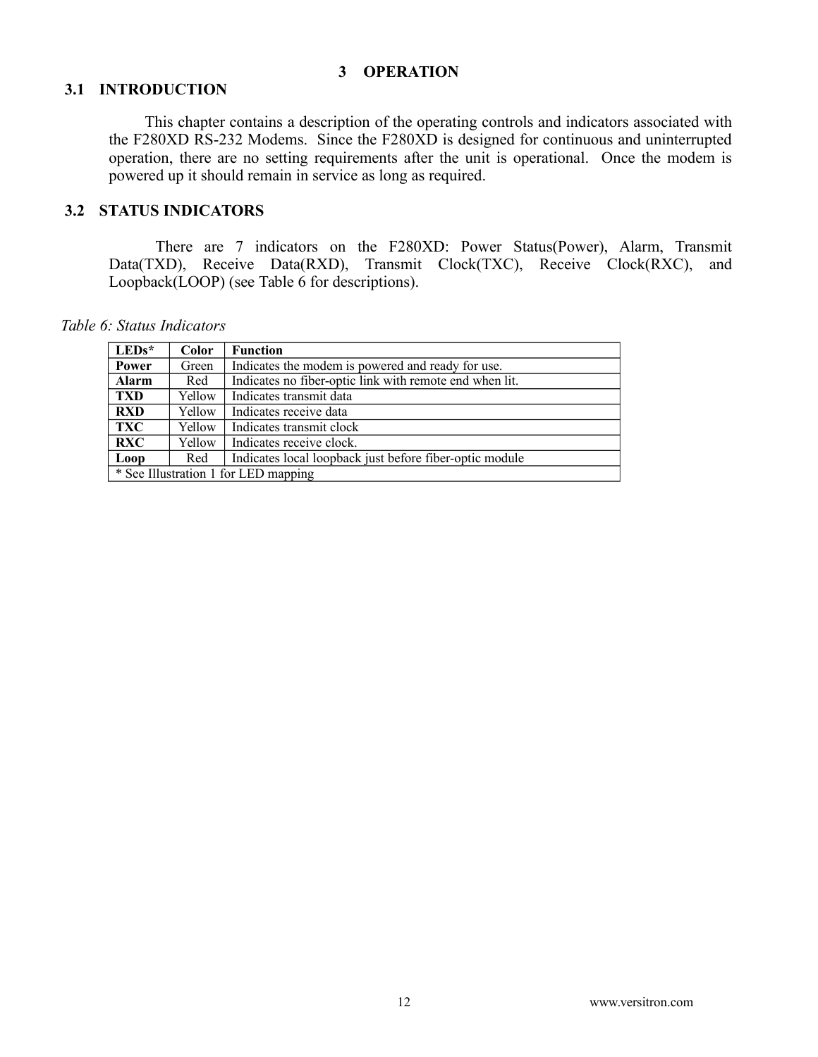# 3 OPERATION

## 3.1 INTRODUCTION

This chapter contains a description of the operating controls and indicators associated with the F280XD RS-232 Modems. Since the F280XD is designed for continuous and uninterrupted operation, there are no setting requirements after the unit is operational. Once the modem is powered up it should remain in service as long as required.

## 3.2 STATUS INDICATORS

There are 7 indicators on the F280XD: Power Status(Power), Alarm, Transmit Data(TXD), Receive Data(RXD), Transmit Clock(TXC), Receive Clock(RXC), and Loopback(LOOP) (see Table 6 for descriptions).

*Table 6: Status Indicators*

| LEDs* | Color | Function |
|---|---|---|
| **Power** | Green | Indicates the modem is powered and ready for use. |
| **Alarm** | Red | Indicates no fiber-optic link with remote end when lit. |
| **TXD** | Yellow | Indicates transmit data |
| **RXD** | Yellow | Indicates receive data |
| **TXC** | Yellow | Indicates transmit clock |
| **RXC** | Yellow | Indicates receive clock. |
| **Loop** | Red | Indicates local loopback just before fiber-optic module |
| * See Illustration 1 for LED mapping | | |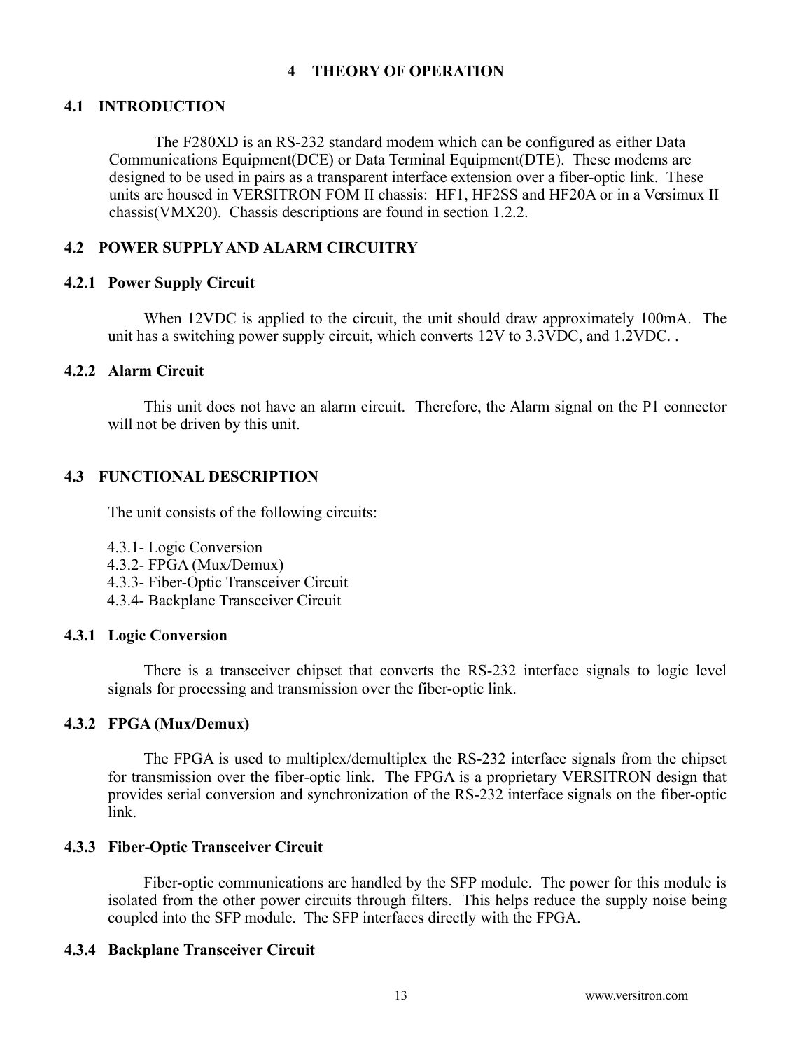# 4 THEORY OF OPERATION

## 4.1 INTRODUCTION

The F280XD is an RS-232 standard modem which can be configured as either Data Communications Equipment(DCE) or Data Terminal Equipment(DTE). These modems are designed to be used in pairs as a transparent interface extension over a fiber-optic link. These units are housed in VERSITRON FOM II chassis: HF1, HF2SS and HF20A or in a Versimux II chassis(VMX20). Chassis descriptions are found in section 1.2.2.

## 4.2 POWER SUPPLY AND ALARM CIRCUITRY

### 4.2.1 Power Supply Circuit

When 12VDC is applied to the circuit, the unit should draw approximately 100mA. The unit has a switching power supply circuit, which converts 12V to 3.3VDC, and 1.2VDC. .

### 4.2.2 Alarm Circuit

This unit does not have an alarm circuit. Therefore, the Alarm signal on the P1 connector will not be driven by this unit.

## 4.3 FUNCTIONAL DESCRIPTION

The unit consists of the following circuits:

4.3.1- Logic Conversion
4.3.2- FPGA (Mux/Demux)
4.3.3- Fiber-Optic Transceiver Circuit
4.3.4- Backplane Transceiver Circuit

### 4.3.1 Logic Conversion

There is a transceiver chipset that converts the RS-232 interface signals to logic level signals for processing and transmission over the fiber-optic link.

### 4.3.2 FPGA (Mux/Demux)

The FPGA is used to multiplex/demultiplex the RS-232 interface signals from the chipset for transmission over the fiber-optic link. The FPGA is a proprietary VERSITRON design that provides serial conversion and synchronization of the RS-232 interface signals on the fiber-optic link.

### 4.3.3 Fiber-Optic Transceiver Circuit

Fiber-optic communications are handled by the SFP module. The power for this module is isolated from the other power circuits through filters. This helps reduce the supply noise being coupled into the SFP module. The SFP interfaces directly with the FPGA.

### 4.3.4 Backplane Transceiver Circuit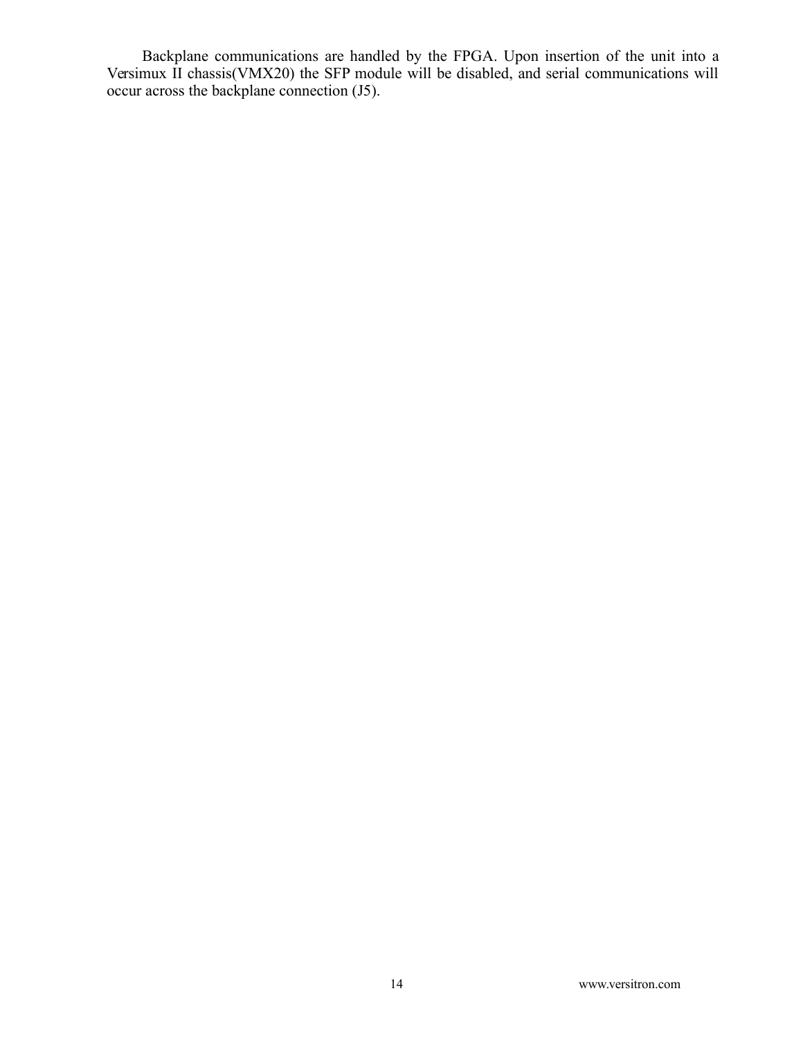Backplane communications are handled by the FPGA. Upon insertion of the unit into a Versimux II chassis(VMX20) the SFP module will be disabled, and serial communications will occur across the backplane connection (J5).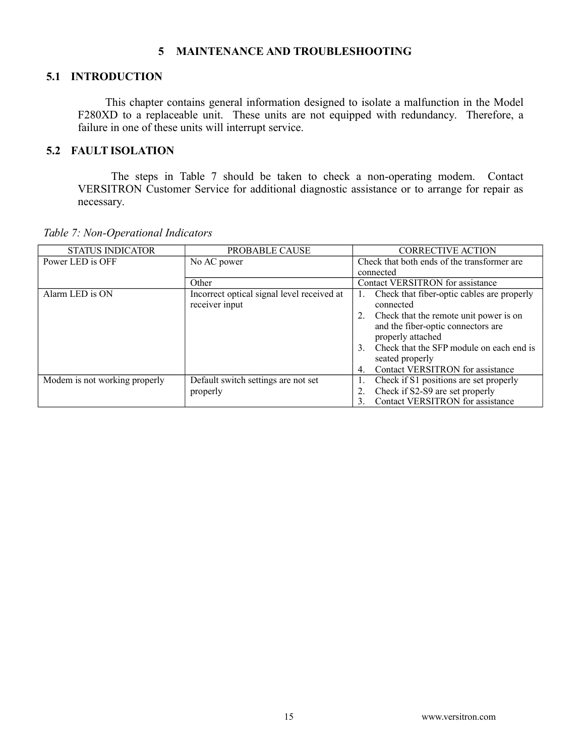# 5 MAINTENANCE AND TROUBLESHOOTING

## 5.1 INTRODUCTION

This chapter contains general information designed to isolate a malfunction in the Model F280XD to a replaceable unit. These units are not equipped with redundancy. Therefore, a failure in one of these units will interrupt service.

## 5.2 FAULT ISOLATION

The steps in Table 7 should be taken to check a non-operating modem. Contact VERSITRON Customer Service for additional diagnostic assistance or to arrange for repair as necessary.

*Table 7: Non-Operational Indicators*

| STATUS INDICATOR | PROBABLE CAUSE | CORRECTIVE ACTION |
|---|---|---|
| Power LED is OFF | No AC power | Check that both ends of the transformer are connected |
| | Other | Contact VERSITRON for assistance |
| Alarm LED is ON | Incorrect optical signal level received at receiver input | 1. Check that fiber-optic cables are properly connected<br>2. Check that the remote unit power is on and the fiber-optic connectors are properly attached<br>3. Check that the SFP module on each end is seated properly<br>4. Contact VERSITRON for assistance |
| Modem is not working properly | Default switch settings are not set properly | 1. Check if S1 positions are set properly<br>2. Check if S2-S9 are set properly<br>3. Contact VERSITRON for assistance |